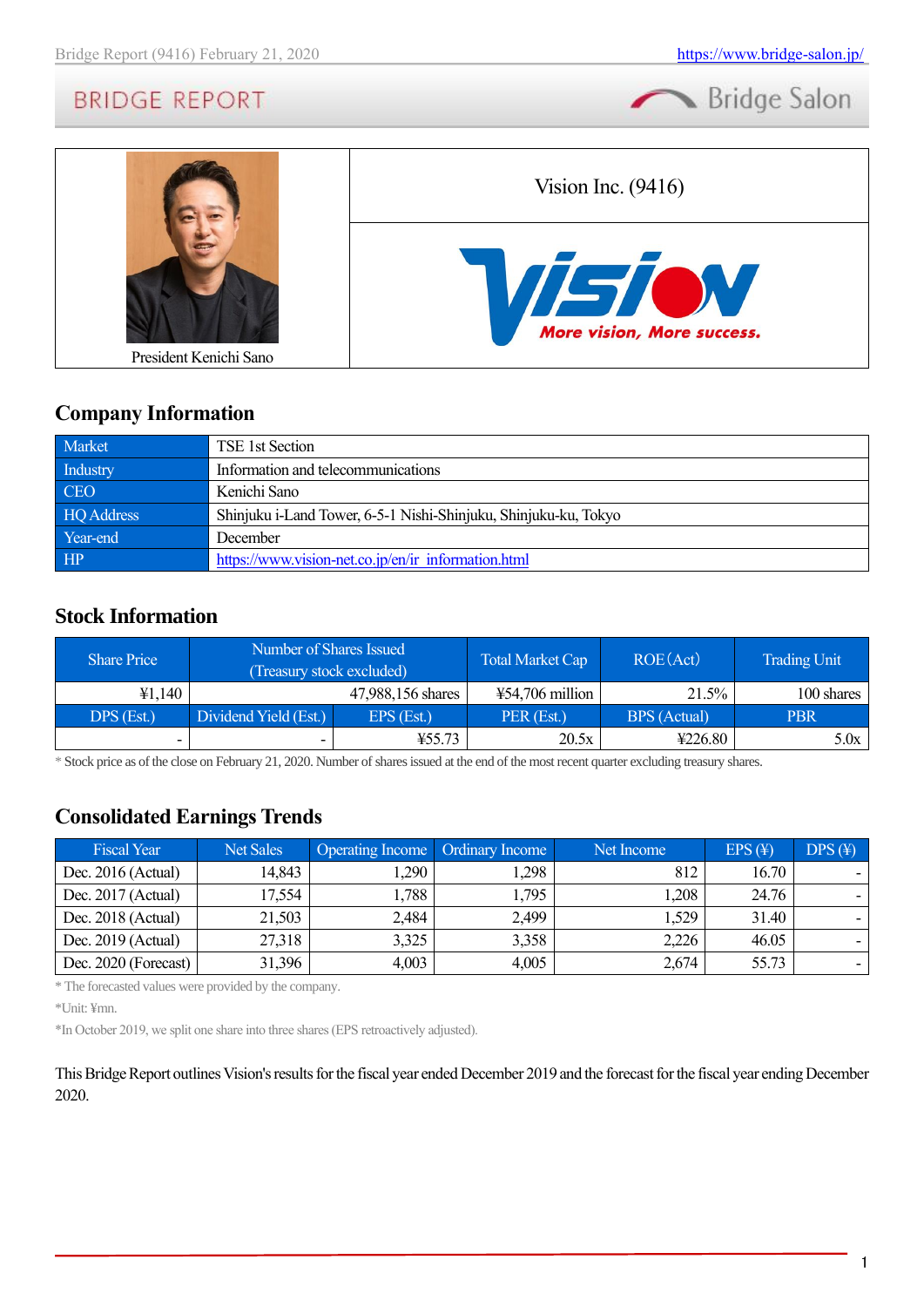President Kenichi Sano

Vision Inc. (9416)

More vision, More success.

## Company Information

| Market | TSE 1st Section |
|---|---|
| Industry | Information and telecommunications |
| CEO | Kenichi Sano |
| HQ Address | Shinjuku i-Land Tower, 6-5-1 Nishi-Shinjuku, Shinjuku-ku, Tokyo |
| Year-end | December |
| HP | https://www.vision-net.co.jp/en/ir_information.html |

## Stock Information

| Share Price | Number of Shares Issued (Treasury stock excluded) | | Total Market Cap | ROE(Act) | Trading Unit |
|---|---|---|---|---|---|
| ¥1,140 | 47,988,156 shares | | ¥54,706 million | 21.5% | 100 shares |
| DPS (Est.) | Dividend Yield (Est.) | EPS (Est.) | PER (Est.) | BPS (Actual) | PBR |
| - | - | ¥55.73 | 20.5x | ¥226.80 | 5.0x |

* Stock price as of the close on February 21, 2020. Number of shares issued at the end of the most recent quarter excluding treasury shares.

## Consolidated Earnings Trends

| Fiscal Year | Net Sales | Operating Income | Ordinary Income | Net Income | EPS (¥) | DPS (¥) |
|---|---|---|---|---|---|---|
| Dec. 2016 (Actual) | 14,843 | 1,290 | 1,298 | 812 | 16.70 | - |
| Dec. 2017 (Actual) | 17,554 | 1,788 | 1,795 | 1,208 | 24.76 | - |
| Dec. 2018 (Actual) | 21,503 | 2,484 | 2,499 | 1,529 | 31.40 | - |
| Dec. 2019 (Actual) | 27,318 | 3,325 | 3,358 | 2,226 | 46.05 | - |
| Dec. 2020 (Forecast) | 31,396 | 4,003 | 4,005 | 2,674 | 55.73 | - |

* The forecasted values were provided by the company.

*Unit: ¥mn.

*In October 2019, we split one share into three shares (EPS retroactively adjusted).

This Bridge Report outlines Vision's results for the fiscal year ended December 2019 and the forecast for the fiscal year ending December 2020.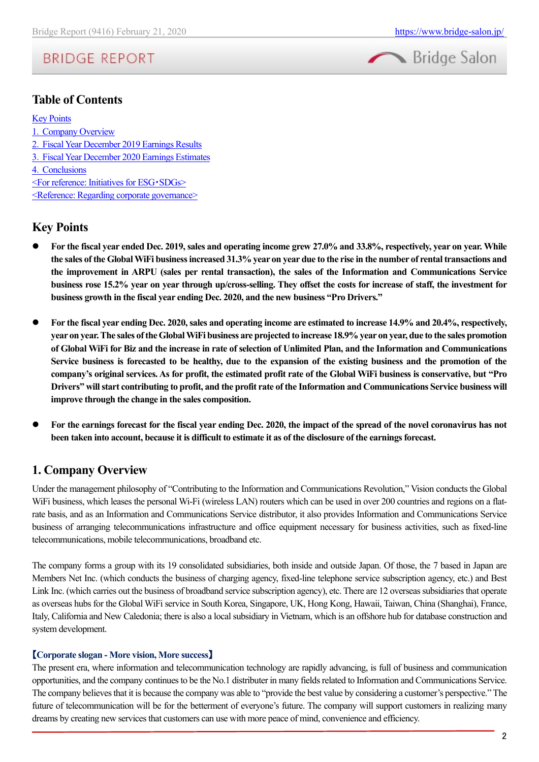## Table of Contents

Key Points
1. Company Overview
2. Fiscal Year December 2019 Earnings Results
3. Fiscal Year December 2020 Earnings Estimates
4. Conclusions
<For reference: Initiatives for ESG・SDGs>
<Reference: Regarding corporate governance>

## Key Points

- **For the fiscal year ended Dec. 2019, sales and operating income grew 27.0% and 33.8%, respectively, year on year. While the sales of the Global WiFi business increased 31.3% year on year due to the rise in the number of rental transactions and the improvement in ARPU (sales per rental transaction), the sales of the Information and Communications Service business rose 15.2% year on year through up/cross-selling. They offset the costs for increase of staff, the investment for business growth in the fiscal year ending Dec. 2020, and the new business "Pro Drivers."**

- **For the fiscal year ending Dec. 2020, sales and operating income are estimated to increase 14.9% and 20.4%, respectively, year on year. The sales of the Global WiFi business are projected to increase 18.9% year on year, due to the sales promotion of Global WiFi for Biz and the increase in rate of selection of Unlimited Plan, and the Information and Communications Service business is forecasted to be healthy, due to the expansion of the existing business and the promotion of the company's original services. As for profit, the estimated profit rate of the Global WiFi business is conservative, but "Pro Drivers" will start contributing to profit, and the profit rate of the Information and Communications Service business will improve through the change in the sales composition.**

- **For the earnings forecast for the fiscal year ending Dec. 2020, the impact of the spread of the novel coronavirus has not been taken into account, because it is difficult to estimate it as of the disclosure of the earnings forecast.**

## 1. Company Overview

Under the management philosophy of "Contributing to the Information and Communications Revolution," Vision conducts the Global WiFi business, which leases the personal Wi-Fi (wireless LAN) routers which can be used in over 200 countries and regions on a flat-rate basis, and as an Information and Communications Service distributor, it also provides Information and Communications Service business of arranging telecommunications infrastructure and office equipment necessary for business activities, such as fixed-line telecommunications, mobile telecommunications, broadband etc.

The company forms a group with its 19 consolidated subsidiaries, both inside and outside Japan. Of those, the 7 based in Japan are Members Net Inc. (which conducts the business of charging agency, fixed-line telephone service subscription agency, etc.) and Best Link Inc. (which carries out the business of broadband service subscription agency), etc. There are 12 overseas subsidiaries that operate as overseas hubs for the Global WiFi service in South Korea, Singapore, UK, Hong Kong, Hawaii, Taiwan, China (Shanghai), France, Italy, California and New Caledonia; there is also a local subsidiary in Vietnam, which is an offshore hub for database construction and system development.

**【Corporate slogan - More vision, More success】**

The present era, where information and telecommunication technology are rapidly advancing, is full of business and communication opportunities, and the company continues to be the No.1 distributer in many fields related to Information and Communications Service. The company believes that it is because the company was able to "provide the best value by considering a customer's perspective." The future of telecommunication will be for the betterment of everyone's future. The company will support customers in realizing many dreams by creating new services that customers can use with more peace of mind, convenience and efficiency.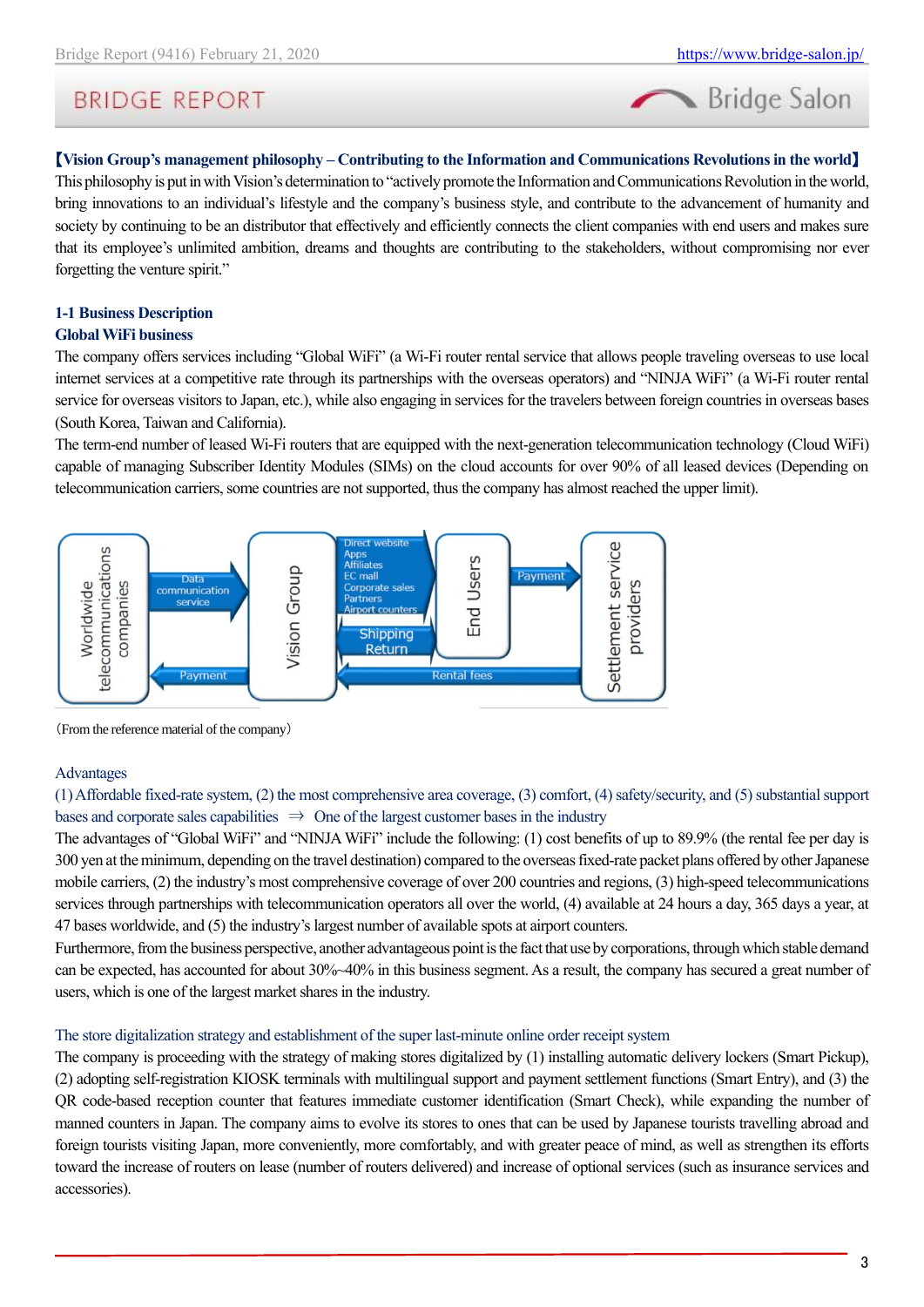**【Vision Group's management philosophy – Contributing to the Information and Communications Revolutions in the world】**

This philosophy is put in with Vision's determination to "actively promote the Information and Communications Revolution in the world, bring innovations to an individual's lifestyle and the company's business style, and contribute to the advancement of humanity and society by continuing to be an distributor that effectively and efficiently connects the client companies with end users and makes sure that its employee's unlimited ambition, dreams and thoughts are contributing to the stakeholders, without compromising nor ever forgetting the venture spirit."

## 1-1 Business Description

### Global WiFi business

The company offers services including "Global WiFi" (a Wi-Fi router rental service that allows people traveling overseas to use local internet services at a competitive rate through its partnerships with the overseas operators) and "NINJA WiFi" (a Wi-Fi router rental service for overseas visitors to Japan, etc.), while also engaging in services for the travelers between foreign countries in overseas bases (South Korea, Taiwan and California).

The term-end number of leased Wi-Fi routers that are equipped with the next-generation telecommunication technology (Cloud WiFi) capable of managing Subscriber Identity Modules (SIMs) on the cloud accounts for over 90% of all leased devices (Depending on telecommunication carriers, some countries are not supported, thus the company has almost reached the upper limit).

(From the reference material of the company)

Advantages

(1) Affordable fixed-rate system, (2) the most comprehensive area coverage, (3) comfort, (4) safety/security, and (5) substantial support bases and corporate sales capabilities ⇒ One of the largest customer bases in the industry

The advantages of "Global WiFi" and "NINJA WiFi" include the following: (1) cost benefits of up to 89.9% (the rental fee per day is 300 yen at the minimum, depending on the travel destination) compared to the overseas fixed-rate packet plans offered by other Japanese mobile carriers, (2) the industry's most comprehensive coverage of over 200 countries and regions, (3) high-speed telecommunications services through partnerships with telecommunication operators all over the world, (4) available at 24 hours a day, 365 days a year, at 47 bases worldwide, and (5) the industry's largest number of available spots at airport counters.

Furthermore, from the business perspective, another advantageous point is the fact that use by corporations, through which stable demand can be expected, has accounted for about 30%~40% in this business segment. As a result, the company has secured a great number of users, which is one of the largest market shares in the industry.

The store digitalization strategy and establishment of the super last-minute online order receipt system

The company is proceeding with the strategy of making stores digitalized by (1) installing automatic delivery lockers (Smart Pickup), (2) adopting self-registration KIOSK terminals with multilingual support and payment settlement functions (Smart Entry), and (3) the QR code-based reception counter that features immediate customer identification (Smart Check), while expanding the number of manned counters in Japan. The company aims to evolve its stores to ones that can be used by Japanese tourists travelling abroad and foreign tourists visiting Japan, more conveniently, more comfortably, and with greater peace of mind, as well as strengthen its efforts toward the increase of routers on lease (number of routers delivered) and increase of optional services (such as insurance services and accessories).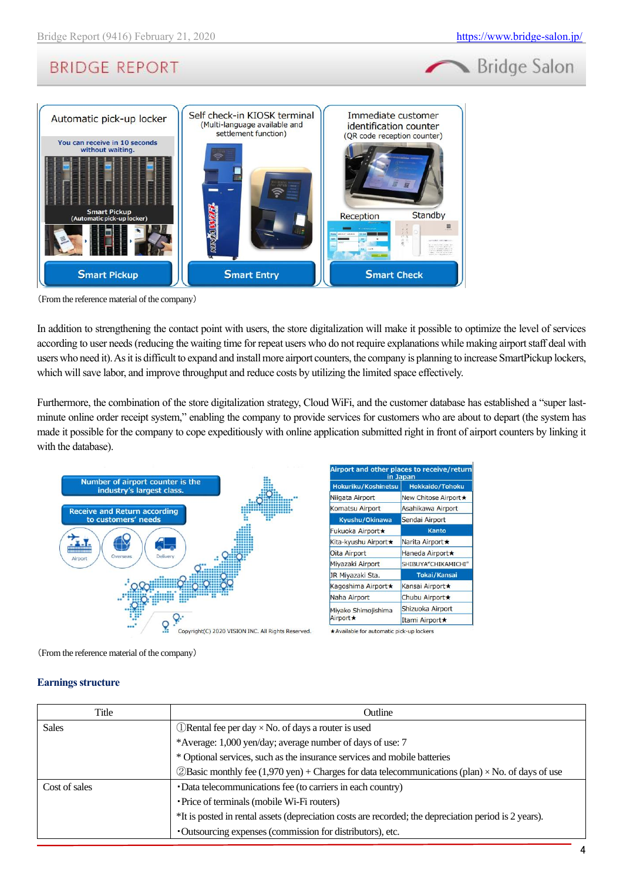Automatic pick-up locker

You can receive in 10 seconds without waiting.

Smart Pickup (Automatic pick-up locker)

Smart Pickup

Self check-in KIOSK terminal (Multi-language available and settlement function)

Smart Entry

Immediate customer identification counter (QR code reception counter)

Reception Standby

Smart Check

(From the reference material of the company)

In addition to strengthening the contact point with users, the store digitalization will make it possible to optimize the level of services according to user needs (reducing the waiting time for repeat users who do not require explanations while making airport staff deal with users who need it). As it is difficult to expand and install more airport counters, the company is planning to increase SmartPickup lockers, which will save labor, and improve throughput and reduce costs by utilizing the limited space effectively.

Furthermore, the combination of the store digitalization strategy, Cloud WiFi, and the customer database has established a "super last-minute online order receipt system," enabling the company to provide services for customers who are about to depart (the system has made it possible for the company to cope expeditiously with online application submitted right in front of airport counters by linking it with the database).

Number of airport counter is the industry's largest class.

Receive and Return according to customers' needs

Airport / Overseas / Delivery

Copyright(C) 2020 VISION INC. All Rights Reserved.

| Airport and other places to receive/return in Japan | |
|---|---|
| Hokuriku/Koshinetsu | Hokkaido/Tohoku |
| Niigata Airport | New Chitose Airport★ |
| Komatsu Airport | Asahikawa Airport |
| Kyushu/Okinawa | Sendai Airport |
| Fukuoka Airport★ | Kanto |
| Kita-kyushu Airport★ | Narita Airport★ |
| Oita Airport | Haneda Airport★ |
| Miyazaki Airport | SHIBUYA"CHIKAMICHI" |
| JR Miyazaki Sta. | Tokai/Kansai |
| Kagoshima Airport★ | Kansai Airport★ |
| Naha Airport | Chubu Airport★ |
| Miyako Shimojishima Airport★ | Shizuoka Airport |
| | Itami Airport★ |

★Available for automatic pick-up lockers

(From the reference material of the company)

### Earnings structure

| Title | Outline |
|---|---|
| Sales | ①Rental fee per day × No. of days a router is used<br>*Average: 1,000 yen/day; average number of days of use: 7<br>* Optional services, such as the insurance services and mobile batteries<br>②Basic monthly fee (1,970 yen) + Charges for data telecommunications (plan) × No. of days of use |
| Cost of sales | ･Data telecommunications fee (to carriers in each country)<br>･Price of terminals (mobile Wi-Fi routers)<br>*It is posted in rental assets (depreciation costs are recorded; the depreciation period is 2 years).<br>･Outsourcing expenses (commission for distributors), etc. |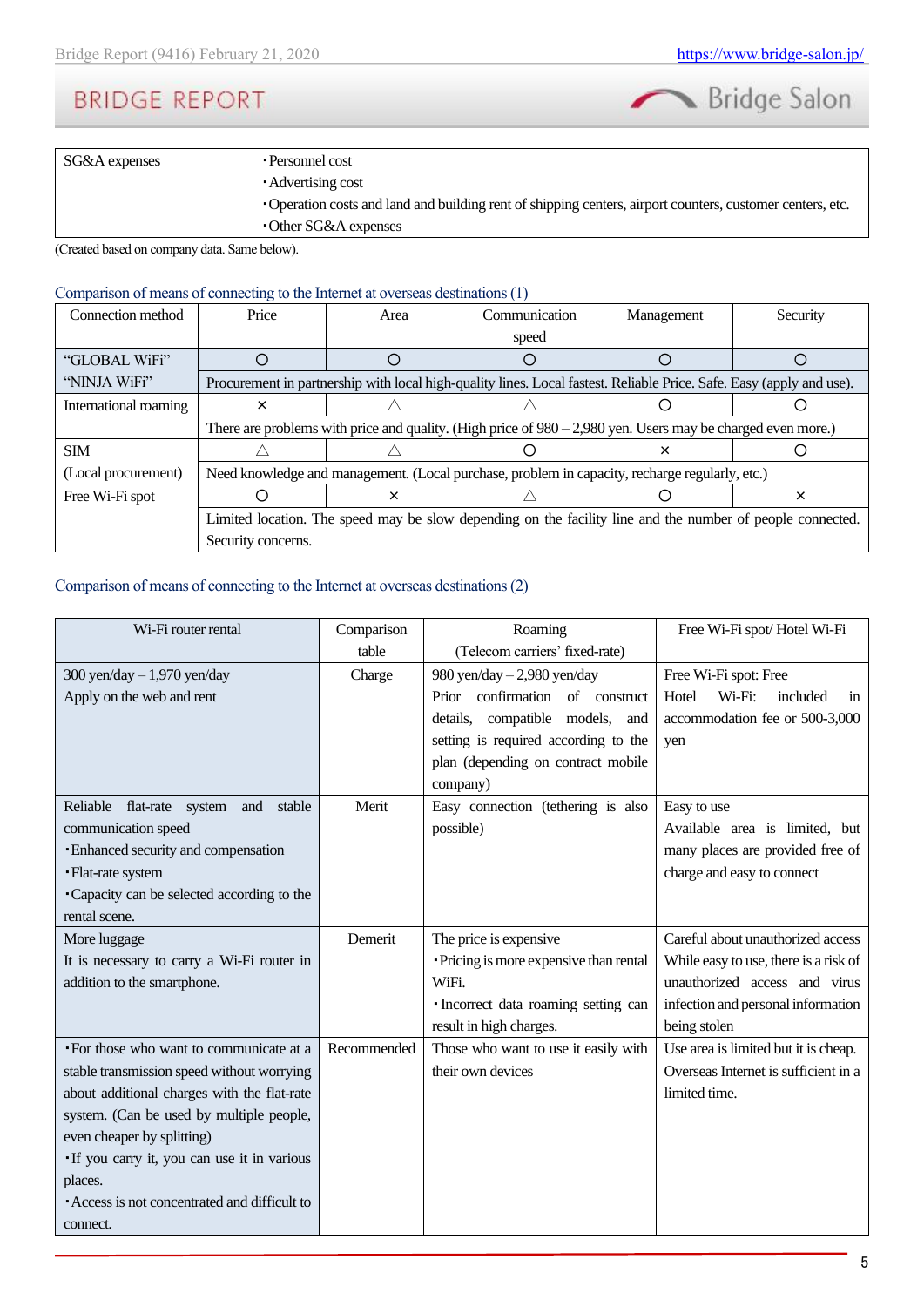| SG&A expenses | ･Personnel cost<br>･Advertising cost<br>･Operation costs and land and building rent of shipping centers, airport counters, customer centers, etc.<br>･Other SG&A expenses |
|---|---|

(Created based on company data. Same below).

Comparison of means of connecting to the Internet at overseas destinations (1)

| Connection method | Price | Area | Communication speed | Management | Security |
|---|---|---|---|---|---|
| "GLOBAL WiFi" "NINJA WiFi" | ○ | ○ | ○ | ○ | ○ |
| | Procurement in partnership with local high-quality lines. Local fastest. Reliable Price. Safe. Easy (apply and use). | | | | |
| International roaming | × | △ | △ | ○ | ○ |
| | There are problems with price and quality. (High price of 980 – 2,980 yen. Users may be charged even more.) | | | | |
| SIM (Local procurement) | △ | △ | ○ | × | ○ |
| | Need knowledge and management. (Local purchase, problem in capacity, recharge regularly, etc.) | | | | |
| Free Wi-Fi spot | ○ | × | △ | ○ | × |
| | Limited location. The speed may be slow depending on the facility line and the number of people connected. Security concerns. | | | | |

Comparison of means of connecting to the Internet at overseas destinations (2)

| Wi-Fi router rental | Comparison table | Roaming (Telecom carriers' fixed-rate) | Free Wi-Fi spot/ Hotel Wi-Fi |
|---|---|---|---|
| 300 yen/day – 1,970 yen/day<br>Apply on the web and rent | Charge | 980 yen/day – 2,980 yen/day<br>Prior confirmation of construct details, compatible models, and setting is required according to the plan (depending on contract mobile company) | Free Wi-Fi spot: Free<br>Hotel Wi-Fi: included in accommodation fee or 500-3,000 yen |
| Reliable flat-rate system and stable communication speed<br>･Enhanced security and compensation<br>･Flat-rate system<br>･Capacity can be selected according to the rental scene. | Merit | Easy connection (tethering is also possible) | Easy to use<br>Available area is limited, but many places are provided free of charge and easy to connect |
| More luggage<br>It is necessary to carry a Wi-Fi router in addition to the smartphone. | Demerit | The price is expensive<br>･Pricing is more expensive than rental WiFi.<br>･Incorrect data roaming setting can result in high charges. | Careful about unauthorized access<br>While easy to use, there is a risk of unauthorized access and virus infection and personal information being stolen |
| ･For those who want to communicate at a stable transmission speed without worrying about additional charges with the flat-rate system. (Can be used by multiple people, even cheaper by splitting)<br>･If you carry it, you can use it in various places.<br>･Access is not concentrated and difficult to connect. | Recommended | Those who want to use it easily with their own devices | Use area is limited but it is cheap. Overseas Internet is sufficient in a limited time. |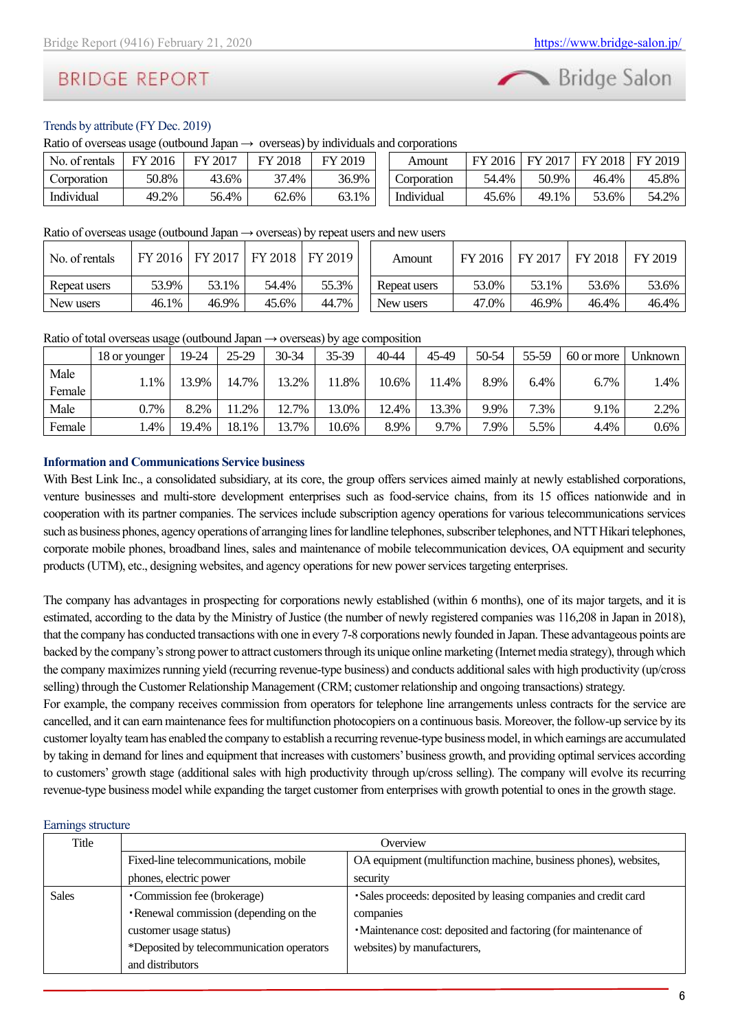Trends by attribute (FY Dec. 2019)

Ratio of overseas usage (outbound Japan → overseas) by individuals and corporations

| No. of rentals | FY 2016 | FY 2017 | FY 2018 | FY 2019 |
|---|---|---|---|---|
| Corporation | 50.8% | 43.6% | 37.4% | 36.9% |
| Individual | 49.2% | 56.4% | 62.6% | 63.1% |

| Amount | FY 2016 | FY 2017 | FY 2018 | FY 2019 |
|---|---|---|---|---|
| Corporation | 54.4% | 50.9% | 46.4% | 45.8% |
| Individual | 45.6% | 49.1% | 53.6% | 54.2% |

Ratio of overseas usage (outbound Japan → overseas) by repeat users and new users

| No. of rentals | FY 2016 | FY 2017 | FY 2018 | FY 2019 |
|---|---|---|---|---|
| Repeat users | 53.9% | 53.1% | 54.4% | 55.3% |
| New users | 46.1% | 46.9% | 45.6% | 44.7% |

| Amount | FY 2016 | FY 2017 | FY 2018 | FY 2019 |
|---|---|---|---|---|
| Repeat users | 53.0% | 53.1% | 53.6% | 53.6% |
| New users | 47.0% | 46.9% | 46.4% | 46.4% |

Ratio of total overseas usage (outbound Japan → overseas) by age composition

| | 18 or younger | 19-24 | 25-29 | 30-34 | 35-39 | 40-44 | 45-49 | 50-54 | 55-59 | 60 or more | Unknown |
|---|---|---|---|---|---|---|---|---|---|---|---|
| Male Female | 1.1% | 13.9% | 14.7% | 13.2% | 11.8% | 10.6% | 11.4% | 8.9% | 6.4% | 6.7% | 1.4% |
| Male | 0.7% | 8.2% | 11.2% | 12.7% | 13.0% | 12.4% | 13.3% | 9.9% | 7.3% | 9.1% | 2.2% |
| Female | 1.4% | 19.4% | 18.1% | 13.7% | 10.6% | 8.9% | 9.7% | 7.9% | 5.5% | 4.4% | 0.6% |

**Information and Communications Service business**

With Best Link Inc., a consolidated subsidiary, at its core, the group offers services aimed mainly at newly established corporations, venture businesses and multi-store development enterprises such as food-service chains, from its 15 offices nationwide and in cooperation with its partner companies. The services include subscription agency operations for various telecommunications services such as business phones, agency operations of arranging lines for landline telephones, subscriber telephones, and NTT Hikari telephones, corporate mobile phones, broadband lines, sales and maintenance of mobile telecommunication devices, OA equipment and security products (UTM), etc., designing websites, and agency operations for new power services targeting enterprises.

The company has advantages in prospecting for corporations newly established (within 6 months), one of its major targets, and it is estimated, according to the data by the Ministry of Justice (the number of newly registered companies was 116,208 in Japan in 2018), that the company has conducted transactions with one in every 7-8 corporations newly founded in Japan. These advantageous points are backed by the company's strong power to attract customers through its unique online marketing (Internet media strategy), through which the company maximizes running yield (recurring revenue-type business) and conducts additional sales with high productivity (up/cross selling) through the Customer Relationship Management (CRM; customer relationship and ongoing transactions) strategy.

For example, the company receives commission from operators for telephone line arrangements unless contracts for the service are cancelled, and it can earn maintenance fees for multifunction photocopiers on a continuous basis. Moreover, the follow-up service by its customer loyalty team has enabled the company to establish a recurring revenue-type business model, in which earnings are accumulated by taking in demand for lines and equipment that increases with customers' business growth, and providing optimal services according to customers' growth stage (additional sales with high productivity through up/cross selling). The company will evolve its recurring revenue-type business model while expanding the target customer from enterprises with growth potential to ones in the growth stage.

Earnings structure

| Title | Overview | |
|---|---|---|
| | Fixed-line telecommunications, mobile phones, electric power | OA equipment (multifunction machine, business phones), websites, security |
| Sales | ・Commission fee (brokerage)<br>・Renewal commission (depending on the customer usage status)<br>*Deposited by telecommunication operators and distributors | ・Sales proceeds: deposited by leasing companies and credit card companies<br>・Maintenance cost: deposited and factoring (for maintenance of websites) by manufacturers, |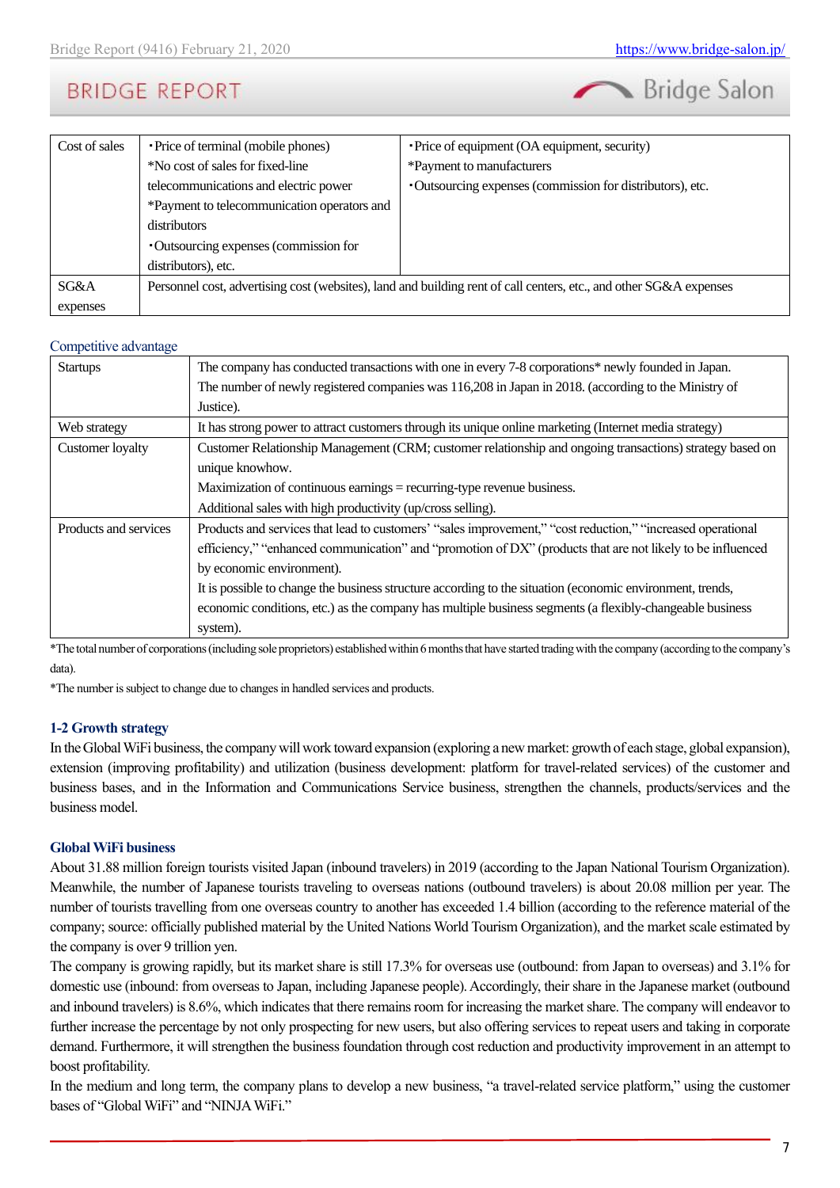| Cost of sales | ・Price of terminal (mobile phones)<br>*No cost of sales for fixed-line telecommunications and electric power<br>*Payment to telecommunication operators and distributors<br>・Outsourcing expenses (commission for distributors), etc. | ・Price of equipment (OA equipment, security)<br>*Payment to manufacturers<br>・Outsourcing expenses (commission for distributors), etc. |
|---|---|---|
| SG&A expenses | Personnel cost, advertising cost (websites), land and building rent of call centers, etc., and other SG&A expenses | |

Competitive advantage

| Startups | The company has conducted transactions with one in every 7-8 corporations* newly founded in Japan.<br>The number of newly registered companies was 116,208 in Japan in 2018. (according to the Ministry of Justice). |
|---|---|
| Web strategy | It has strong power to attract customers through its unique online marketing (Internet media strategy) |
| Customer loyalty | Customer Relationship Management (CRM; customer relationship and ongoing transactions) strategy based on unique knowhow.<br>Maximization of continuous earnings = recurring-type revenue business.<br>Additional sales with high productivity (up/cross selling). |
| Products and services | Products and services that lead to customers' "sales improvement," "cost reduction," "increased operational efficiency," "enhanced communication" and "promotion of DX" (products that are not likely to be influenced by economic environment).<br>It is possible to change the business structure according to the situation (economic environment, trends, economic conditions, etc.) as the company has multiple business segments (a flexibly-changeable business system). |

*The total number of corporations (including sole proprietors) established within 6 months that have started trading with the company (according to the company's data).

*The number is subject to change due to changes in handled services and products.

### 1-2 Growth strategy

In the Global WiFi business, the company will work toward expansion (exploring a new market: growth of each stage, global expansion), extension (improving profitability) and utilization (business development: platform for travel-related services) of the customer and business bases, and in the Information and Communications Service business, strengthen the channels, products/services and the business model.

### Global WiFi business

About 31.88 million foreign tourists visited Japan (inbound travelers) in 2019 (according to the Japan National Tourism Organization). Meanwhile, the number of Japanese tourists traveling to overseas nations (outbound travelers) is about 20.08 million per year. The number of tourists travelling from one overseas country to another has exceeded 1.4 billion (according to the reference material of the company; source: officially published material by the United Nations World Tourism Organization), and the market scale estimated by the company is over 9 trillion yen.

The company is growing rapidly, but its market share is still 17.3% for overseas use (outbound: from Japan to overseas) and 3.1% for domestic use (inbound: from overseas to Japan, including Japanese people). Accordingly, their share in the Japanese market (outbound and inbound travelers) is 8.6%, which indicates that there remains room for increasing the market share. The company will endeavor to further increase the percentage by not only prospecting for new users, but also offering services to repeat users and taking in corporate demand. Furthermore, it will strengthen the business foundation through cost reduction and productivity improvement in an attempt to boost profitability.

In the medium and long term, the company plans to develop a new business, "a travel-related service platform," using the customer bases of "Global WiFi" and "NINJA WiFi."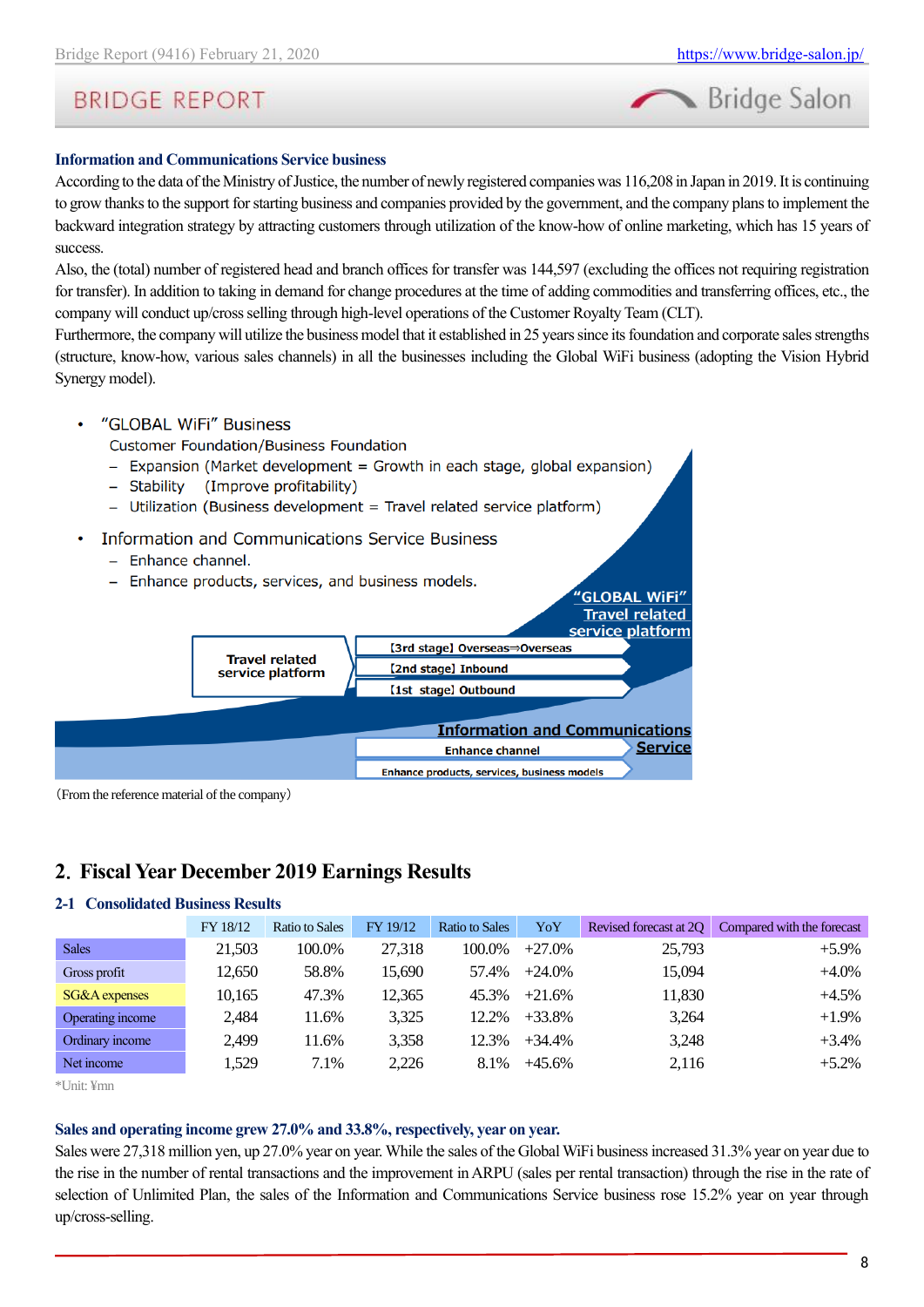### Information and Communications Service business

According to the data of the Ministry of Justice, the number of newly registered companies was 116,208 in Japan in 2019. It is continuing to grow thanks to the support for starting business and companies provided by the government, and the company plans to implement the backward integration strategy by attracting customers through utilization of the know-how of online marketing, which has 15 years of success.

Also, the (total) number of registered head and branch offices for transfer was 144,597 (excluding the offices not requiring registration for transfer). In addition to taking in demand for change procedures at the time of adding commodities and transferring offices, etc., the company will conduct up/cross selling through high-level operations of the Customer Royalty Team (CLT).

Furthermore, the company will utilize the business model that it established in 25 years since its foundation and corporate sales strengths (structure, know-how, various sales channels) in all the businesses including the Global WiFi business (adopting the Vision Hybrid Synergy model).

- "GLOBAL WiFi" Business
  Customer Foundation/Business Foundation
  - Expansion (Market development = Growth in each stage, global expansion)
  - Stability (Improve profitability)
  - Utilization (Business development = Travel related service platform)
- Information and Communications Service Business
  - Enhance channel.
  - Enhance products, services, and business models.

"GLOBAL WiFi" Travel related service platform

Travel related service platform
- [3rd stage] Overseas⇒Overseas
- [2nd stage] Inbound
- [1st stage] Outbound

Information and Communications Service
- Enhance channel
- Enhance products, services, business models

(From the reference material of the company)

## 2. Fiscal Year December 2019 Earnings Results

### 2-1 Consolidated Business Results

| | FY 18/12 | Ratio to Sales | FY 19/12 | Ratio to Sales | YoY | Revised forecast at 2Q | Compared with the forecast |
|---|---|---|---|---|---|---|---|
| Sales | 21,503 | 100.0% | 27,318 | 100.0% | +27.0% | 25,793 | +5.9% |
| Gross profit | 12,650 | 58.8% | 15,690 | 57.4% | +24.0% | 15,094 | +4.0% |
| SG&A expenses | 10,165 | 47.3% | 12,365 | 45.3% | +21.6% | 11,830 | +4.5% |
| Operating income | 2,484 | 11.6% | 3,325 | 12.2% | +33.8% | 3,264 | +1.9% |
| Ordinary income | 2,499 | 11.6% | 3,358 | 12.3% | +34.4% | 3,248 | +3.4% |
| Net income | 1,529 | 7.1% | 2,226 | 8.1% | +45.6% | 2,116 | +5.2% |

*Unit: ¥mn

### Sales and operating income grew 27.0% and 33.8%, respectively, year on year.

Sales were 27,318 million yen, up 27.0% year on year. While the sales of the Global WiFi business increased 31.3% year on year due to the rise in the number of rental transactions and the improvement in ARPU (sales per rental transaction) through the rise in the rate of selection of Unlimited Plan, the sales of the Information and Communications Service business rose 15.2% year on year through up/cross-selling.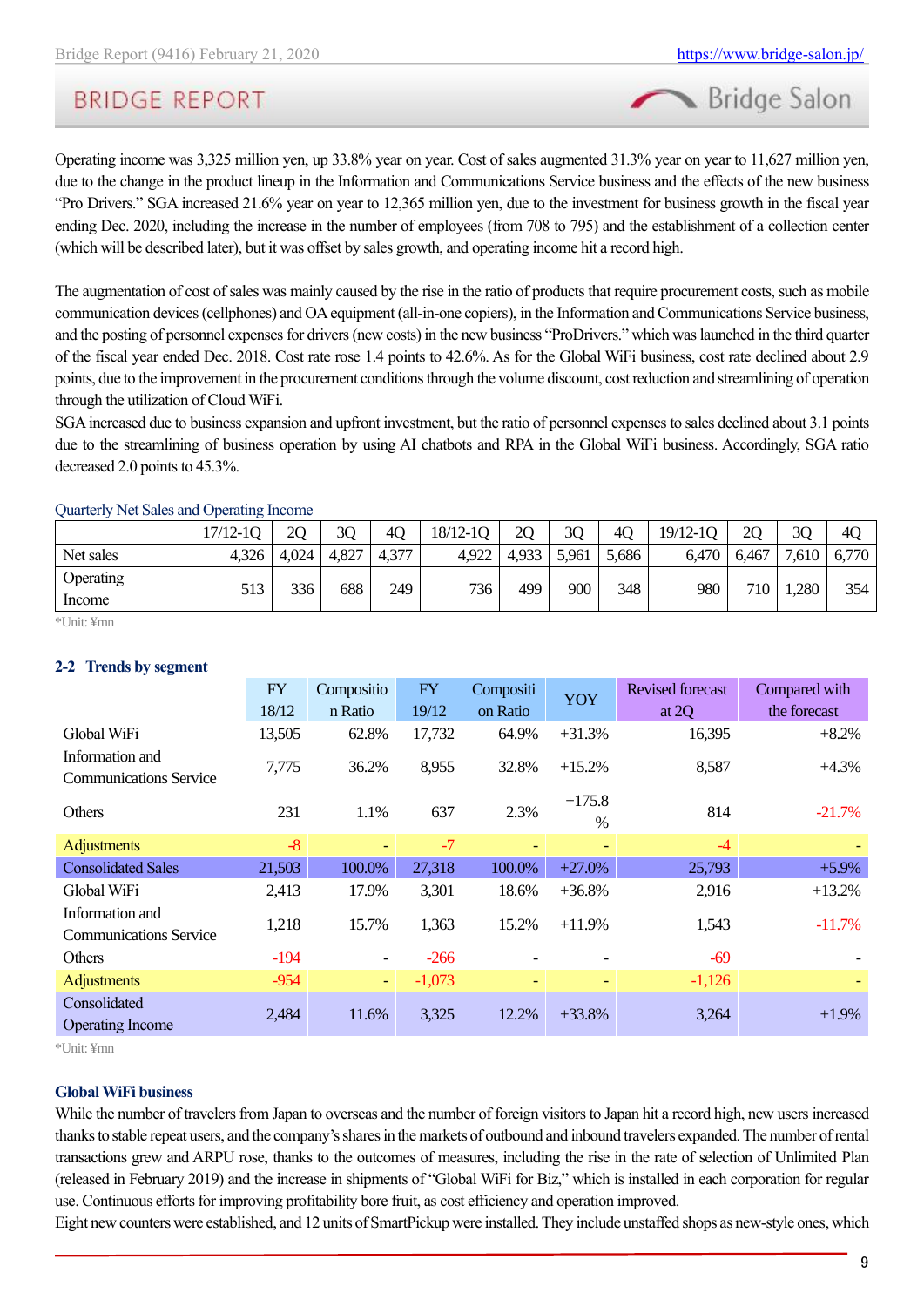Operating income was 3,325 million yen, up 33.8% year on year. Cost of sales augmented 31.3% year on year to 11,627 million yen, due to the change in the product lineup in the Information and Communications Service business and the effects of the new business "Pro Drivers." SGA increased 21.6% year on year to 12,365 million yen, due to the investment for business growth in the fiscal year ending Dec. 2020, including the increase in the number of employees (from 708 to 795) and the establishment of a collection center (which will be described later), but it was offset by sales growth, and operating income hit a record high.

The augmentation of cost of sales was mainly caused by the rise in the ratio of products that require procurement costs, such as mobile communication devices (cellphones) and OA equipment (all-in-one copiers), in the Information and Communications Service business, and the posting of personnel expenses for drivers (new costs) in the new business "ProDrivers." which was launched in the third quarter of the fiscal year ended Dec. 2018. Cost rate rose 1.4 points to 42.6%. As for the Global WiFi business, cost rate declined about 2.9 points, due to the improvement in the procurement conditions through the volume discount, cost reduction and streamlining of operation through the utilization of Cloud WiFi.
SGA increased due to business expansion and upfront investment, but the ratio of personnel expenses to sales declined about 3.1 points due to the streamlining of business operation by using AI chatbots and RPA in the Global WiFi business. Accordingly, SGA ratio decreased 2.0 points to 45.3%.

Quarterly Net Sales and Operating Income

| | 17/12-1Q | 2Q | 3Q | 4Q | 18/12-1Q | 2Q | 3Q | 4Q | 19/12-1Q | 2Q | 3Q | 4Q |
|---|---|---|---|---|---|---|---|---|---|---|---|---|
| Net sales | 4,326 | 4,024 | 4,827 | 4,377 | 4,922 | 4,933 | 5,961 | 5,686 | 6,470 | 6,467 | 7,610 | 6,770 |
| Operating Income | 513 | 336 | 688 | 249 | 736 | 499 | 900 | 348 | 980 | 710 | 1,280 | 354 |

*Unit: ¥mn

## 2-2 Trends by segment

| | FY 18/12 | Composition Ratio | FY 19/12 | Composition Ratio | YOY | Revised forecast at 2Q | Compared with the forecast |
|---|---|---|---|---|---|---|---|
| Global WiFi | 13,505 | 62.8% | 17,732 | 64.9% | +31.3% | 16,395 | +8.2% |
| Information and Communications Service | 7,775 | 36.2% | 8,955 | 32.8% | +15.2% | 8,587 | +4.3% |
| Others | 231 | 1.1% | 637 | 2.3% | +175.8 % | 814 | -21.7% |
| Adjustments | -8 | - | -7 | - | - | -4 | - |
| Consolidated Sales | 21,503 | 100.0% | 27,318 | 100.0% | +27.0% | 25,793 | +5.9% |
| Global WiFi | 2,413 | 17.9% | 3,301 | 18.6% | +36.8% | 2,916 | +13.2% |
| Information and Communications Service | 1,218 | 15.7% | 1,363 | 15.2% | +11.9% | 1,543 | -11.7% |
| Others | -194 | - | -266 | - | - | -69 | - |
| Adjustments | -954 | - | -1,073 | - | - | -1,126 | - |
| Consolidated Operating Income | 2,484 | 11.6% | 3,325 | 12.2% | +33.8% | 3,264 | +1.9% |

*Unit: ¥mn

### Global WiFi business

While the number of travelers from Japan to overseas and the number of foreign visitors to Japan hit a record high, new users increased thanks to stable repeat users, and the company's shares in the markets of outbound and inbound travelers expanded. The number of rental transactions grew and ARPU rose, thanks to the outcomes of measures, including the rise in the rate of selection of Unlimited Plan (released in February 2019) and the increase in shipments of "Global WiFi for Biz," which is installed in each corporation for regular use. Continuous efforts for improving profitability bore fruit, as cost efficiency and operation improved.
Eight new counters were established, and 12 units of SmartPickup were installed. They include unstaffed shops as new-style ones, which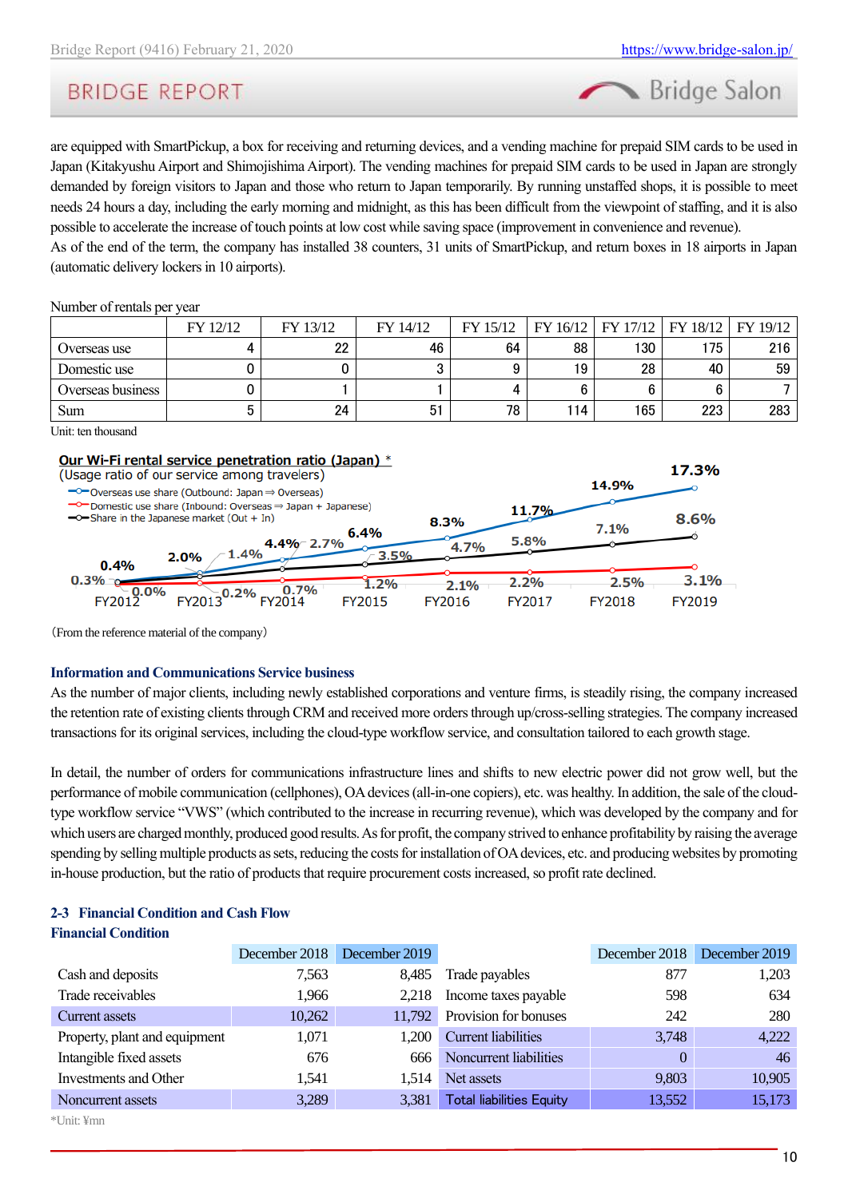are equipped with SmartPickup, a box for receiving and returning devices, and a vending machine for prepaid SIM cards to be used in Japan (Kitakyushu Airport and Shimojishima Airport). The vending machines for prepaid SIM cards to be used in Japan are strongly demanded by foreign visitors to Japan and those who return to Japan temporarily. By running unstaffed shops, it is possible to meet needs 24 hours a day, including the early morning and midnight, as this has been difficult from the viewpoint of staffing, and it is also possible to accelerate the increase of touch points at low cost while saving space (improvement in convenience and revenue).
As of the end of the term, the company has installed 38 counters, 31 units of SmartPickup, and return boxes in 18 airports in Japan (automatic delivery lockers in 10 airports).

Number of rentals per year

| | FY 12/12 | FY 13/12 | FY 14/12 | FY 15/12 | FY 16/12 | FY 17/12 | FY 18/12 | FY 19/12 |
|---|---|---|---|---|---|---|---|---|
| Overseas use | 4 | 22 | 46 | 64 | 88 | 130 | 175 | 216 |
| Domestic use | 0 | 0 | 3 | 9 | 19 | 28 | 40 | 59 |
| Overseas business | 0 | 1 | 1 | 4 | 6 | 6 | 6 | 7 |
| Sum | 5 | 24 | 51 | 78 | 114 | 165 | 223 | 283 |

Unit: ten thousand

**Our Wi-Fi rental service penetration ratio (Japan) \***
(Usage ratio of our service among travelers)

- Overseas use share (Outbound: Japan ⇒ Overseas)
- Domestic use share (Inbound: Overseas ⇒ Japan + Japanese)
- Share in the Japanese market (Out + In)

| | FY2012 | FY2013 | FY2014 | FY2015 | FY2016 | FY2017 | FY2018 | FY2019 |
|---|---|---|---|---|---|---|---|---|
| Overseas use share | 0.4% | 2.0% | 4.4% | 6.4% | 8.3% | 11.7% | 14.9% | 17.3% |
| Domestic use share | 0.0% | 0.2% | 0.7% | 1.2% | 2.1% | 2.2% | 2.5% | 3.1% |
| Share in the Japanese market | 0.3% | 1.4% | 2.7% | 3.5% | 4.7% | 5.8% | 7.1% | 8.6% |

(From the reference material of the company)

### Information and Communications Service business

As the number of major clients, including newly established corporations and venture firms, is steadily rising, the company increased the retention rate of existing clients through CRM and received more orders through up/cross-selling strategies. The company increased transactions for its original services, including the cloud-type workflow service, and consultation tailored to each growth stage.

In detail, the number of orders for communications infrastructure lines and shifts to new electric power did not grow well, but the performance of mobile communication (cellphones), OA devices (all-in-one copiers), etc. was healthy. In addition, the sale of the cloud-type workflow service "VWS" (which contributed to the increase in recurring revenue), which was developed by the company and for which users are charged monthly, produced good results. As for profit, the company strived to enhance profitability by raising the average spending by selling multiple products as sets, reducing the costs for installation of OA devices, etc. and producing websites by promoting in-house production, but the ratio of products that require procurement costs increased, so profit rate declined.

## 2-3 Financial Condition and Cash Flow

### Financial Condition

| | December 2018 | December 2019 | | December 2018 | December 2019 |
|---|---|---|---|---|---|
| Cash and deposits | 7,563 | 8,485 | Trade payables | 877 | 1,203 |
| Trade receivables | 1,966 | 2,218 | Income taxes payable | 598 | 634 |
| Current assets | 10,262 | 11,792 | Provision for bonuses | 242 | 280 |
| Property, plant and equipment | 1,071 | 1,200 | Current liabilities | 3,748 | 4,222 |
| Intangible fixed assets | 676 | 666 | Noncurrent liabilities | 0 | 46 |
| Investments and Other | 1,541 | 1,514 | Net assets | 9,803 | 10,905 |
| Noncurrent assets | 3,289 | 3,381 | Total liabilities Equity | 13,552 | 15,173 |

*Unit: ¥mn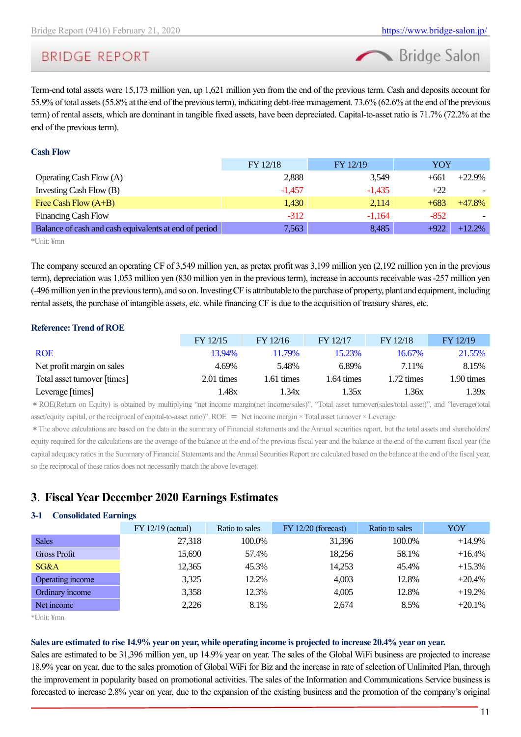Term-end total assets were 15,173 million yen, up 1,621 million yen from the end of the previous term. Cash and deposits account for 55.9% of total assets (55.8% at the end of the previous term), indicating debt-free management. 73.6% (62.6% at the end of the previous term) of rental assets, which are dominant in tangible fixed assets, have been depreciated. Capital-to-asset ratio is 71.7% (72.2% at the end of the previous term).

### Cash Flow

| | FY 12/18 | FY 12/19 | YOY | |
|---|---|---|---|---|
| Operating Cash Flow (A) | 2,888 | 3,549 | +661 | +22.9% |
| Investing Cash Flow (B) | -1,457 | -1,435 | +22 | - |
| Free Cash Flow (A+B) | 1,430 | 2,114 | +683 | +47.8% |
| Financing Cash Flow | -312 | -1,164 | -852 | - |
| Balance of cash and cash equivalents at end of period | 7,563 | 8,485 | +922 | +12.2% |

*Unit: ¥mn

The company secured an operating CF of 3,549 million yen, as pretax profit was 3,199 million yen (2,192 million yen in the previous term), depreciation was 1,053 million yen (830 million yen in the previous term), increase in accounts receivable was -257 million yen (-496 million yen in the previous term), and so on. Investing CF is attributable to the purchase of property, plant and equipment, including rental assets, the purchase of intangible assets, etc. while financing CF is due to the acquisition of treasury shares, etc.

### Reference: Trend of ROE

| | FY 12/15 | FY 12/16 | FY 12/17 | FY 12/18 | FY 12/19 |
|---|---|---|---|---|---|
| ROE | 13.94% | 11.79% | 15.23% | 16.67% | 21.55% |
| Net profit margin on sales | 4.69% | 5.48% | 6.89% | 7.11% | 8.15% |
| Total asset turnover [times] | 2.01 times | 1.61 times | 1.64 times | 1.72 times | 1.90 times |
| Leverage [times] | 1.48x | 1.34x | 1.35x | 1.36x | 1.39x |

＊ROE(Return on Equity) is obtained by multiplying "net income margin(net income/sales)", "Total asset turnover(sales/total asset)", and "leverage(total asset/equity capital, or the reciprocal of capital-to-asset ratio)". ROE ＝ Net income margin × Total asset turnover × Leverage

＊The above calculations are based on the data in the summary of Financial statements and the Annual securities report, but the total assets and shareholders' equity required for the calculations are the average of the balance at the end of the previous fiscal year and the balance at the end of the current fiscal year (the capital adequacy ratios in the Summary of Financial Statements and the Annual Securities Report are calculated based on the balance at the end of the fiscal year, so the reciprocal of these ratios does not necessarily match the above leverage).

## 3. Fiscal Year December 2020 Earnings Estimates

### 3-1 Consolidated Earnings

| | FY 12/19 (actual) | Ratio to sales | FY 12/20 (forecast) | Ratio to sales | YOY |
|---|---|---|---|---|---|
| Sales | 27,318 | 100.0% | 31,396 | 100.0% | +14.9% |
| Gross Profit | 15,690 | 57.4% | 18,256 | 58.1% | +16.4% |
| SG&A | 12,365 | 45.3% | 14,253 | 45.4% | +15.3% |
| Operating income | 3,325 | 12.2% | 4,003 | 12.8% | +20.4% |
| Ordinary income | 3,358 | 12.3% | 4,005 | 12.8% | +19.2% |
| Net income | 2,226 | 8.1% | 2,674 | 8.5% | +20.1% |

*Unit: ¥mn

**Sales are estimated to rise 14.9% year on year, while operating income is projected to increase 20.4% year on year.**

Sales are estimated to be 31,396 million yen, up 14.9% year on year. The sales of the Global WiFi business are projected to increase 18.9% year on year, due to the sales promotion of Global WiFi for Biz and the increase in rate of selection of Unlimited Plan, through the improvement in popularity based on promotional activities. The sales of the Information and Communications Service business is forecasted to increase 2.8% year on year, due to the expansion of the existing business and the promotion of the company's original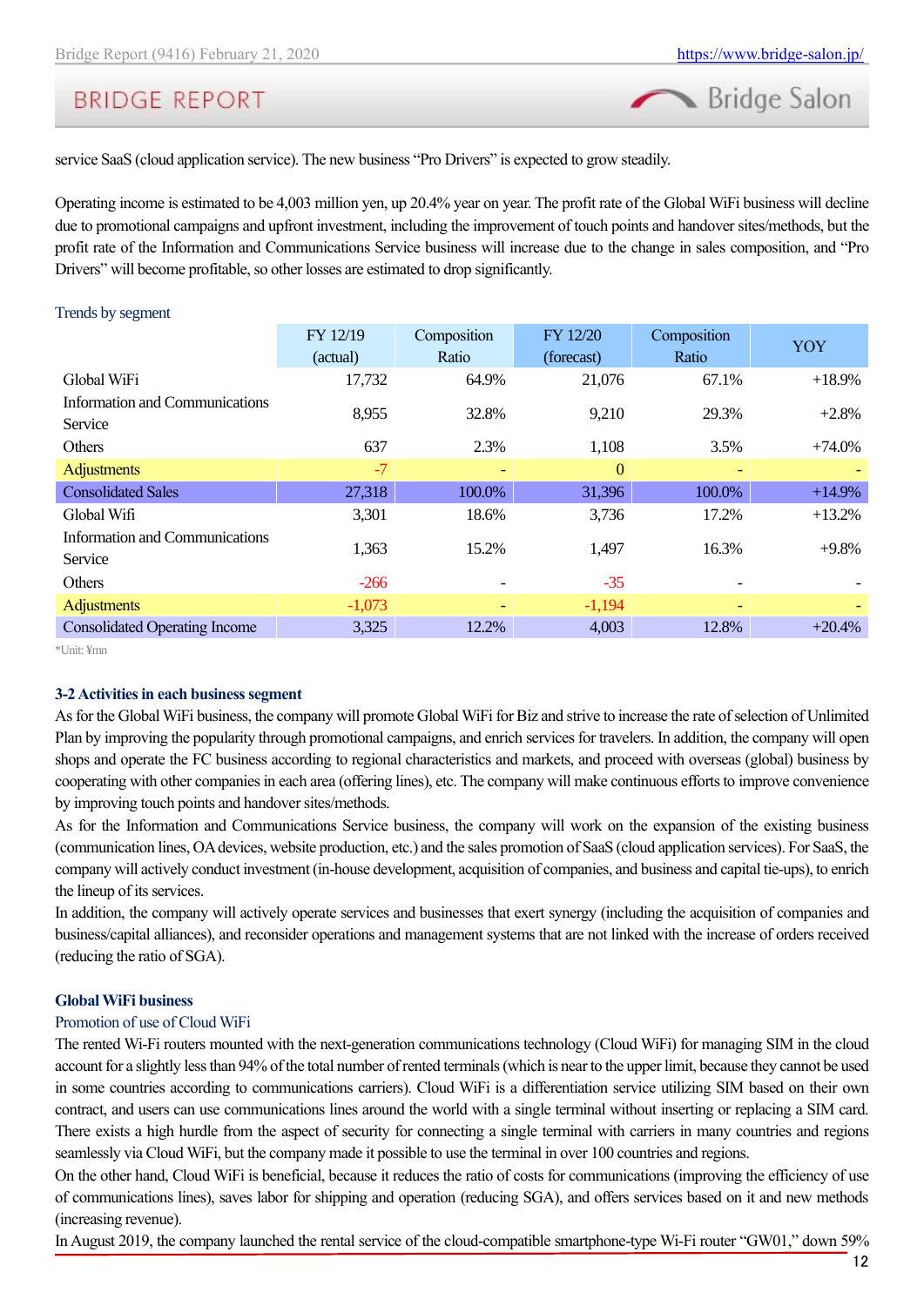service SaaS (cloud application service). The new business "Pro Drivers" is expected to grow steadily.

Operating income is estimated to be 4,003 million yen, up 20.4% year on year. The profit rate of the Global WiFi business will decline due to promotional campaigns and upfront investment, including the improvement of touch points and handover sites/methods, but the profit rate of the Information and Communications Service business will increase due to the change in sales composition, and "Pro Drivers" will become profitable, so other losses are estimated to drop significantly.

Trends by segment

| | FY 12/19 (actual) | Composition Ratio | FY 12/20 (forecast) | Composition Ratio | YOY |
|---|---|---|---|---|---|
| Global WiFi | 17,732 | 64.9% | 21,076 | 67.1% | +18.9% |
| Information and Communications Service | 8,955 | 32.8% | 9,210 | 29.3% | +2.8% |
| Others | 637 | 2.3% | 1,108 | 3.5% | +74.0% |
| Adjustments | -7 | - | 0 | - | - |
| Consolidated Sales | 27,318 | 100.0% | 31,396 | 100.0% | +14.9% |
| Global Wifi | 3,301 | 18.6% | 3,736 | 17.2% | +13.2% |
| Information and Communications Service | 1,363 | 15.2% | 1,497 | 16.3% | +9.8% |
| Others | -266 | - | -35 | - | - |
| Adjustments | -1,073 | - | -1,194 | - | - |
| Consolidated Operating Income | 3,325 | 12.2% | 4,003 | 12.8% | +20.4% |

*Unit: ¥mn

### 3-2 Activities in each business segment

As for the Global WiFi business, the company will promote Global WiFi for Biz and strive to increase the rate of selection of Unlimited Plan by improving the popularity through promotional campaigns, and enrich services for travelers. In addition, the company will open shops and operate the FC business according to regional characteristics and markets, and proceed with overseas (global) business by cooperating with other companies in each area (offering lines), etc. The company will make continuous efforts to improve convenience by improving touch points and handover sites/methods.

As for the Information and Communications Service business, the company will work on the expansion of the existing business (communication lines, OA devices, website production, etc.) and the sales promotion of SaaS (cloud application services). For SaaS, the company will actively conduct investment (in-house development, acquisition of companies, and business and capital tie-ups), to enrich the lineup of its services.

In addition, the company will actively operate services and businesses that exert synergy (including the acquisition of companies and business/capital alliances), and reconsider operations and management systems that are not linked with the increase of orders received (reducing the ratio of SGA).

### Global WiFi business

Promotion of use of Cloud WiFi

The rented Wi-Fi routers mounted with the next-generation communications technology (Cloud WiFi) for managing SIM in the cloud account for a slightly less than 94% of the total number of rented terminals (which is near to the upper limit, because they cannot be used in some countries according to communications carriers). Cloud WiFi is a differentiation service utilizing SIM based on their own contract, and users can use communications lines around the world with a single terminal without inserting or replacing a SIM card. There exists a high hurdle from the aspect of security for connecting a single terminal with carriers in many countries and regions seamlessly via Cloud WiFi, but the company made it possible to use the terminal in over 100 countries and regions.

On the other hand, Cloud WiFi is beneficial, because it reduces the ratio of costs for communications (improving the efficiency of use of communications lines), saves labor for shipping and operation (reducing SGA), and offers services based on it and new methods (increasing revenue).

In August 2019, the company launched the rental service of the cloud-compatible smartphone-type Wi-Fi router "GW01," down 59%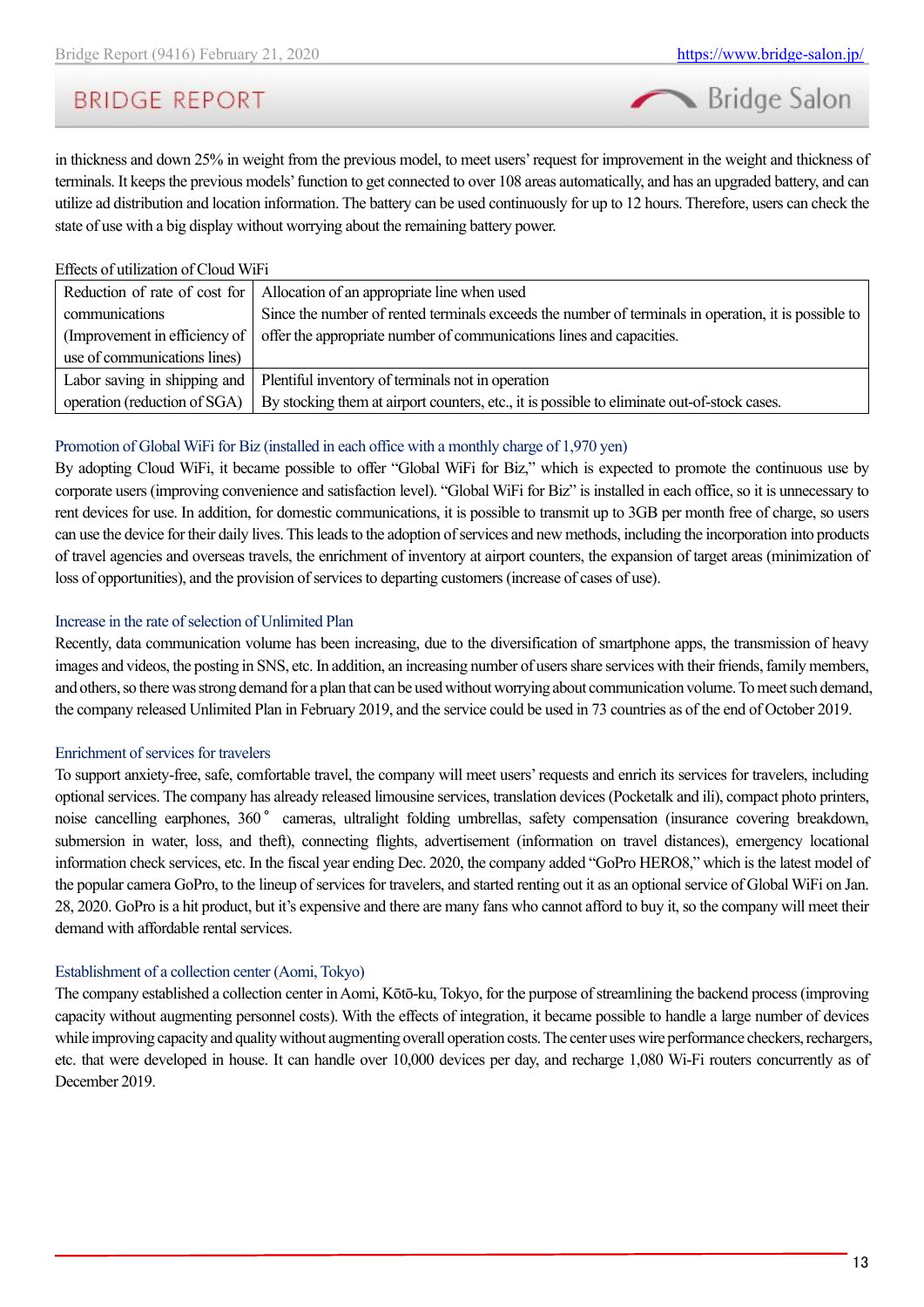in thickness and down 25% in weight from the previous model, to meet users' request for improvement in the weight and thickness of terminals. It keeps the previous models' function to get connected to over 108 areas automatically, and has an upgraded battery, and can utilize ad distribution and location information. The battery can be used continuously for up to 12 hours. Therefore, users can check the state of use with a big display without worrying about the remaining battery power.

Effects of utilization of Cloud WiFi

| | |
|---|---|
| Reduction of rate of cost for communications (Improvement in efficiency of use of communications lines) | Allocation of an appropriate line when used<br>Since the number of rented terminals exceeds the number of terminals in operation, it is possible to offer the appropriate number of communications lines and capacities. |
| Labor saving in shipping and operation (reduction of SGA) | Plentiful inventory of terminals not in operation<br>By stocking them at airport counters, etc., it is possible to eliminate out-of-stock cases. |

### Promotion of Global WiFi for Biz (installed in each office with a monthly charge of 1,970 yen)

By adopting Cloud WiFi, it became possible to offer "Global WiFi for Biz," which is expected to promote the continuous use by corporate users (improving convenience and satisfaction level). "Global WiFi for Biz" is installed in each office, so it is unnecessary to rent devices for use. In addition, for domestic communications, it is possible to transmit up to 3GB per month free of charge, so users can use the device for their daily lives. This leads to the adoption of services and new methods, including the incorporation into products of travel agencies and overseas travels, the enrichment of inventory at airport counters, the expansion of target areas (minimization of loss of opportunities), and the provision of services to departing customers (increase of cases of use).

### Increase in the rate of selection of Unlimited Plan

Recently, data communication volume has been increasing, due to the diversification of smartphone apps, the transmission of heavy images and videos, the posting in SNS, etc. In addition, an increasing number of users share services with their friends, family members, and others, so there was strong demand for a plan that can be used without worrying about communication volume. To meet such demand, the company released Unlimited Plan in February 2019, and the service could be used in 73 countries as of the end of October 2019.

### Enrichment of services for travelers

To support anxiety-free, safe, comfortable travel, the company will meet users' requests and enrich its services for travelers, including optional services. The company has already released limousine services, translation devices (Pocketalk and ili), compact photo printers, noise cancelling earphones, 360° cameras, ultralight folding umbrellas, safety compensation (insurance covering breakdown, submersion in water, loss, and theft), connecting flights, advertisement (information on travel distances), emergency locational information check services, etc. In the fiscal year ending Dec. 2020, the company added "GoPro HERO8," which is the latest model of the popular camera GoPro, to the lineup of services for travelers, and started renting out it as an optional service of Global WiFi on Jan. 28, 2020. GoPro is a hit product, but it's expensive and there are many fans who cannot afford to buy it, so the company will meet their demand with affordable rental services.

### Establishment of a collection center (Aomi, Tokyo)

The company established a collection center in Aomi, Kōtō-ku, Tokyo, for the purpose of streamlining the backend process (improving capacity without augmenting personnel costs). With the effects of integration, it became possible to handle a large number of devices while improving capacity and quality without augmenting overall operation costs. The center uses wire performance checkers, rechargers, etc. that were developed in house. It can handle over 10,000 devices per day, and recharge 1,080 Wi-Fi routers concurrently as of December 2019.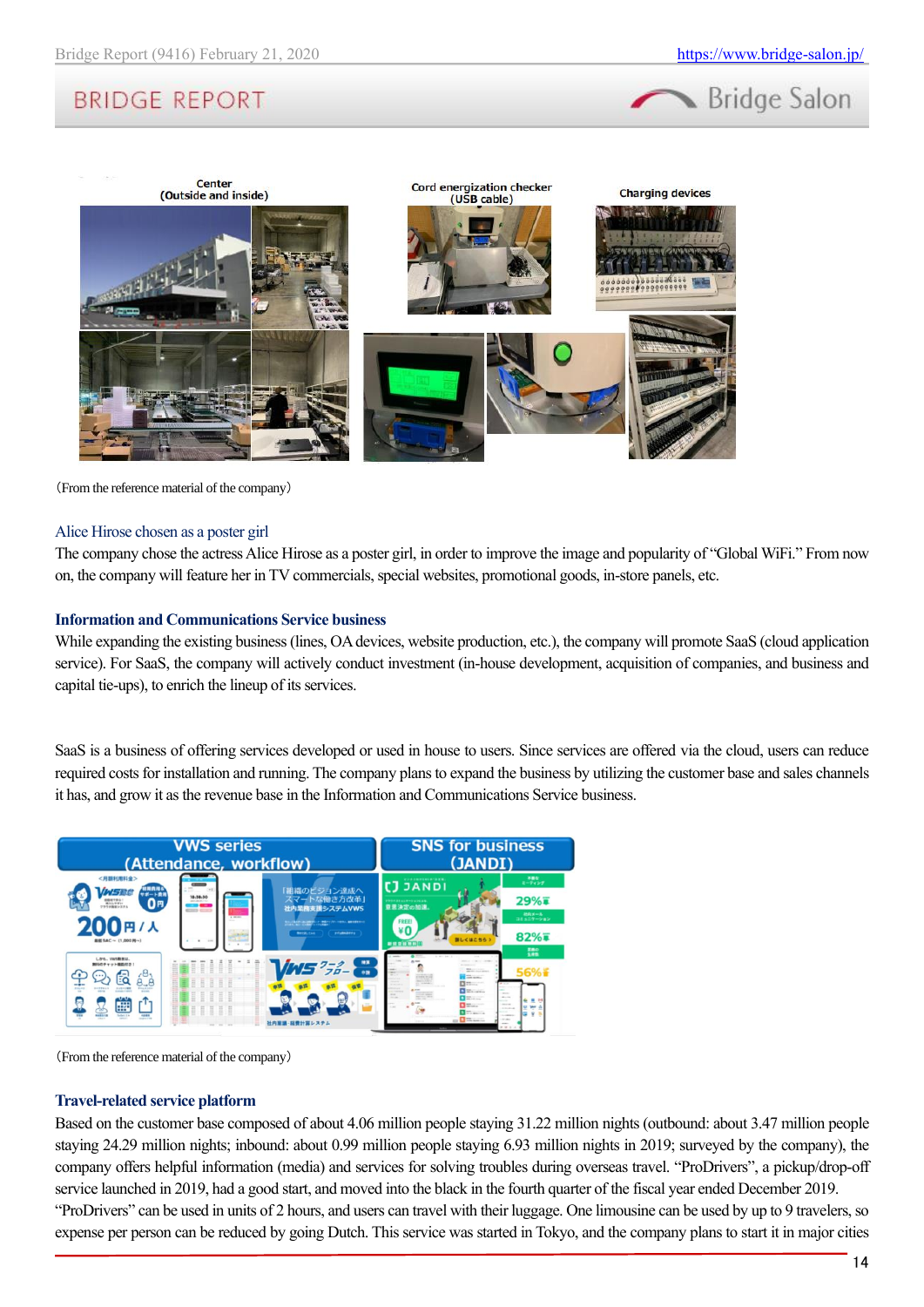(From the reference material of the company)

### Alice Hirose chosen as a poster girl

The company chose the actress Alice Hirose as a poster girl, in order to improve the image and popularity of "Global WiFi." From now on, the company will feature her in TV commercials, special websites, promotional goods, in-store panels, etc.

### Information and Communications Service business

While expanding the existing business (lines, OA devices, website production, etc.), the company will promote SaaS (cloud application service). For SaaS, the company will actively conduct investment (in-house development, acquisition of companies, and business and capital tie-ups), to enrich the lineup of its services.

SaaS is a business of offering services developed or used in house to users. Since services are offered via the cloud, users can reduce required costs for installation and running. The company plans to expand the business by utilizing the customer base and sales channels it has, and grow it as the revenue base in the Information and Communications Service business.

(From the reference material of the company)

### Travel-related service platform

Based on the customer base composed of about 4.06 million people staying 31.22 million nights (outbound: about 3.47 million people staying 24.29 million nights; inbound: about 0.99 million people staying 6.93 million nights in 2019; surveyed by the company), the company offers helpful information (media) and services for solving troubles during overseas travel. "ProDrivers", a pickup/drop-off service launched in 2019, had a good start, and moved into the black in the fourth quarter of the fiscal year ended December 2019. "ProDrivers" can be used in units of 2 hours, and users can travel with their luggage. One limousine can be used by up to 9 travelers, so expense per person can be reduced by going Dutch. This service was started in Tokyo, and the company plans to start it in major cities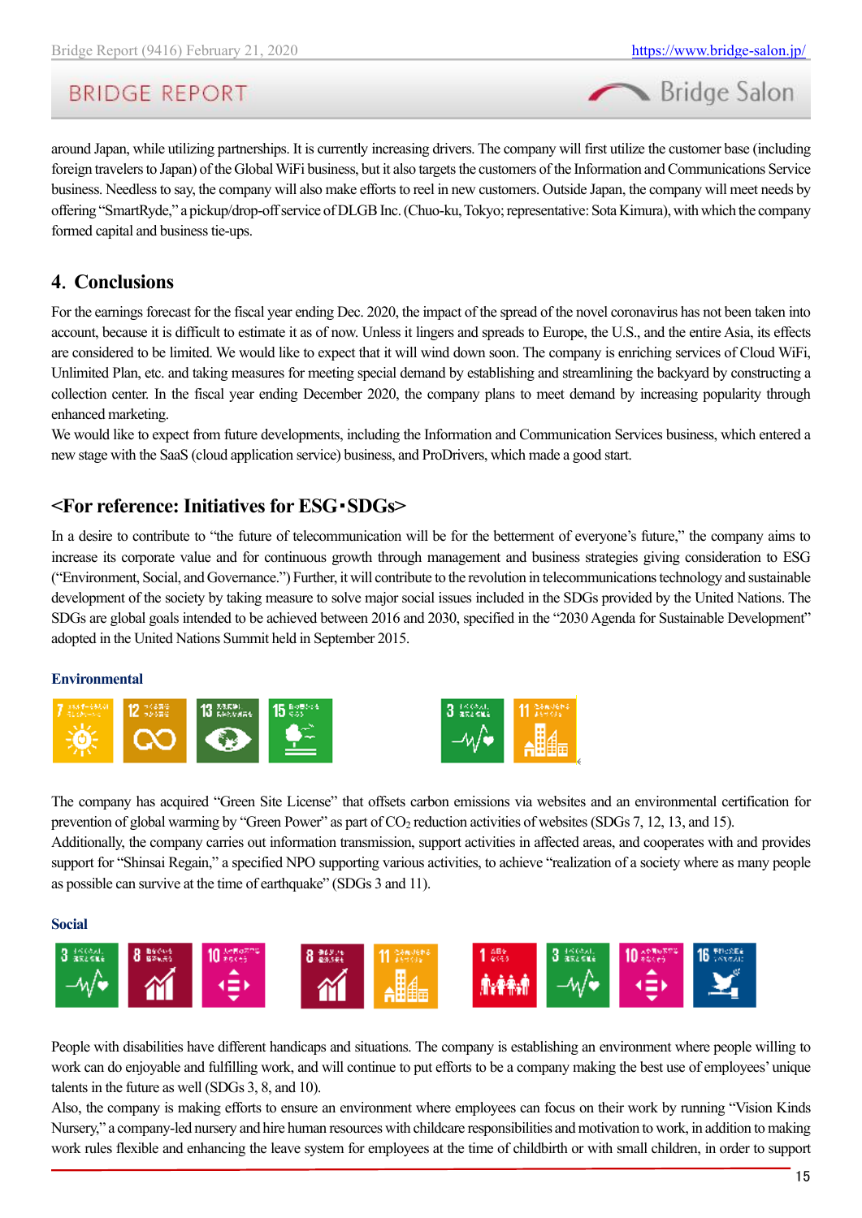around Japan, while utilizing partnerships. It is currently increasing drivers. The company will first utilize the customer base (including foreign travelers to Japan) of the Global WiFi business, but it also targets the customers of the Information and Communications Service business. Needless to say, the company will also make efforts to reel in new customers. Outside Japan, the company will meet needs by offering "SmartRyde," a pickup/drop-off service of DLGB Inc. (Chuo-ku, Tokyo; representative: Sota Kimura), with which the company formed capital and business tie-ups.

## 4. Conclusions

For the earnings forecast for the fiscal year ending Dec. 2020, the impact of the spread of the novel coronavirus has not been taken into account, because it is difficult to estimate it as of now. Unless it lingers and spreads to Europe, the U.S., and the entire Asia, its effects are considered to be limited. We would like to expect that it will wind down soon. The company is enriching services of Cloud WiFi, Unlimited Plan, etc. and taking measures for meeting special demand by establishing and streamlining the backyard by constructing a collection center. In the fiscal year ending December 2020, the company plans to meet demand by increasing popularity through enhanced marketing.

We would like to expect from future developments, including the Information and Communication Services business, which entered a new stage with the SaaS (cloud application service) business, and ProDrivers, which made a good start.

## <For reference: Initiatives for ESG･SDGs>

In a desire to contribute to "the future of telecommunication will be for the betterment of everyone's future," the company aims to increase its corporate value and for continuous growth through management and business strategies giving consideration to ESG ("Environment, Social, and Governance.") Further, it will contribute to the revolution in telecommunications technology and sustainable development of the society by taking measure to solve major social issues included in the SDGs provided by the United Nations. The SDGs are global goals intended to be achieved between 2016 and 2030, specified in the "2030 Agenda for Sustainable Development" adopted in the United Nations Summit held in September 2015.

### Environmental

The company has acquired "Green Site License" that offsets carbon emissions via websites and an environmental certification for prevention of global warming by "Green Power" as part of $CO_2$ reduction activities of websites (SDGs 7, 12, 13, and 15).

Additionally, the company carries out information transmission, support activities in affected areas, and cooperates with and provides support for "Shinsai Regain," a specified NPO supporting various activities, to achieve "realization of a society where as many people as possible can survive at the time of earthquake" (SDGs 3 and 11).

### Social

People with disabilities have different handicaps and situations. The company is establishing an environment where people willing to work can do enjoyable and fulfilling work, and will continue to put efforts to be a company making the best use of employees' unique talents in the future as well (SDGs 3, 8, and 10).

Also, the company is making efforts to ensure an environment where employees can focus on their work by running "Vision Kinds Nursery," a company-led nursery and hire human resources with childcare responsibilities and motivation to work, in addition to making work rules flexible and enhancing the leave system for employees at the time of childbirth or with small children, in order to support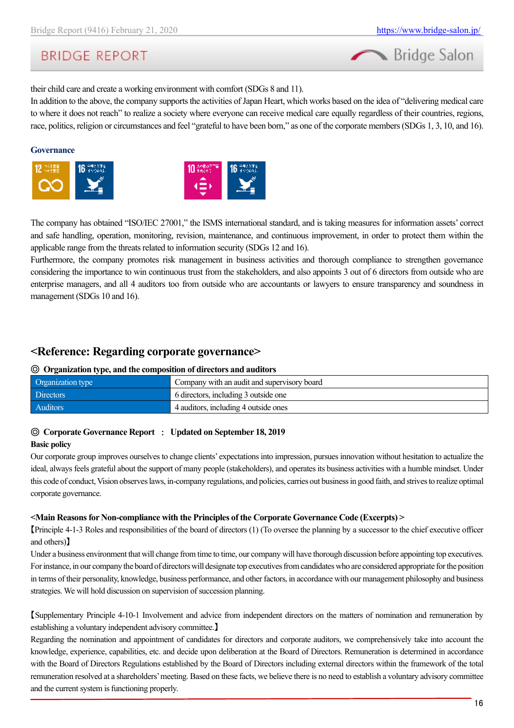their child care and create a working environment with comfort (SDGs 8 and 11).
In addition to the above, the company supports the activities of Japan Heart, which works based on the idea of "delivering medical care to where it does not reach" to realize a society where everyone can receive medical care equally regardless of their countries, regions, race, politics, religion or circumstances and feel "grateful to have been born," as one of the corporate members (SDGs 1, 3, 10, and 16).

**Governance**

The company has obtained "ISO/IEC 27001," the ISMS international standard, and is taking measures for information assets' correct and safe handling, operation, monitoring, revision, maintenance, and continuous improvement, in order to protect them within the applicable range from the threats related to information security (SDGs 12 and 16).
Furthermore, the company promotes risk management in business activities and thorough compliance to strengthen governance considering the importance to win continuous trust from the stakeholders, and also appoints 3 out of 6 directors from outside who are enterprise managers, and all 4 auditors too from outside who are accountants or lawyers to ensure transparency and soundness in management (SDGs 10 and 16).

## <Reference: Regarding corporate governance>

**◎ Organization type, and the composition of directors and auditors**

| Organization type | Company with an audit and supervisory board |
|---|---|
| Directors | 6 directors, including 3 outside one |
| Auditors | 4 auditors, including 4 outside ones |

**◎ Corporate Governance Report ： Updated on September 18, 2019**

**Basic policy**

Our corporate group improves ourselves to change clients' expectations into impression, pursues innovation without hesitation to actualize the ideal, always feels grateful about the support of many people (stakeholders), and operates its business activities with a humble mindset. Under this code of conduct, Vision observes laws, in-company regulations, and policies, carries out business in good faith, and strives to realize optimal corporate governance.

**<Main Reasons for Non-compliance with the Principles of the Corporate Governance Code (Excerpts) >**

【Principle 4-1-3 Roles and responsibilities of the board of directors (1) (To oversee the planning by a successor to the chief executive officer and others)】
Under a business environment that will change from time to time, our company will have thorough discussion before appointing top executives. For instance, in our company the board of directors will designate top executives from candidates who are considered appropriate for the position in terms of their personality, knowledge, business performance, and other factors, in accordance with our management philosophy and business strategies. We will hold discussion on supervision of succession planning.

【Supplementary Principle 4-10-1 Involvement and advice from independent directors on the matters of nomination and remuneration by establishing a voluntary independent advisory committee.】
Regarding the nomination and appointment of candidates for directors and corporate auditors, we comprehensively take into account the knowledge, experience, capabilities, etc. and decide upon deliberation at the Board of Directors. Remuneration is determined in accordance with the Board of Directors Regulations established by the Board of Directors including external directors within the framework of the total remuneration resolved at a shareholders' meeting. Based on these facts, we believe there is no need to establish a voluntary advisory committee and the current system is functioning properly.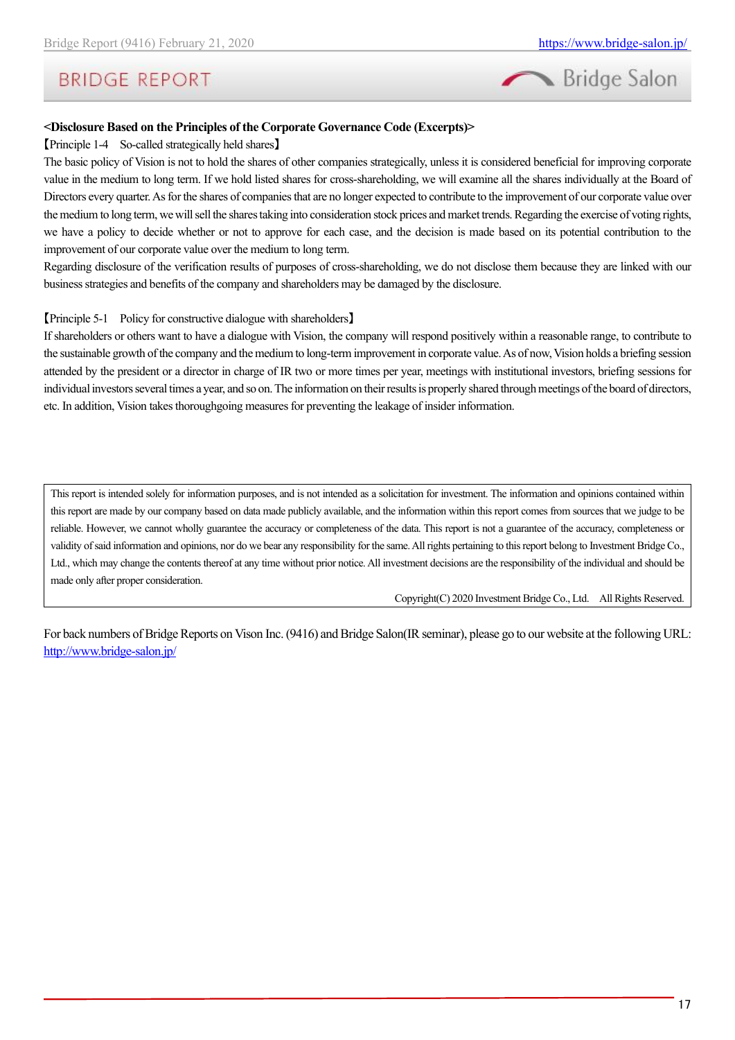**<Disclosure Based on the Principles of the Corporate Governance Code (Excerpts)>**

【Principle 1-4　So-called strategically held shares】

The basic policy of Vision is not to hold the shares of other companies strategically, unless it is considered beneficial for improving corporate value in the medium to long term. If we hold listed shares for cross-shareholding, we will examine all the shares individually at the Board of Directors every quarter. As for the shares of companies that are no longer expected to contribute to the improvement of our corporate value over the medium to long term, we will sell the shares taking into consideration stock prices and market trends. Regarding the exercise of voting rights, we have a policy to decide whether or not to approve for each case, and the decision is made based on its potential contribution to the improvement of our corporate value over the medium to long term.

Regarding disclosure of the verification results of purposes of cross-shareholding, we do not disclose them because they are linked with our business strategies and benefits of the company and shareholders may be damaged by the disclosure.

【Principle 5-1　Policy for constructive dialogue with shareholders】

If shareholders or others want to have a dialogue with Vision, the company will respond positively within a reasonable range, to contribute to the sustainable growth of the company and the medium to long-term improvement in corporate value. As of now, Vision holds a briefing session attended by the president or a director in charge of IR two or more times per year, meetings with institutional investors, briefing sessions for individual investors several times a year, and so on. The information on their results is properly shared through meetings of the board of directors, etc. In addition, Vision takes thoroughgoing measures for preventing the leakage of insider information.

This report is intended solely for information purposes, and is not intended as a solicitation for investment. The information and opinions contained within this report are made by our company based on data made publicly available, and the information within this report comes from sources that we judge to be reliable. However, we cannot wholly guarantee the accuracy or completeness of the data. This report is not a guarantee of the accuracy, completeness or validity of said information and opinions, nor do we bear any responsibility for the same. All rights pertaining to this report belong to Investment Bridge Co., Ltd., which may change the contents thereof at any time without prior notice. All investment decisions are the responsibility of the individual and should be made only after proper consideration.

Copyright(C) 2020 Investment Bridge Co., Ltd.　All Rights Reserved.

For back numbers of Bridge Reports on Vison Inc. (9416) and Bridge Salon(IR seminar), please go to our website at the following URL: http://www.bridge-salon.jp/